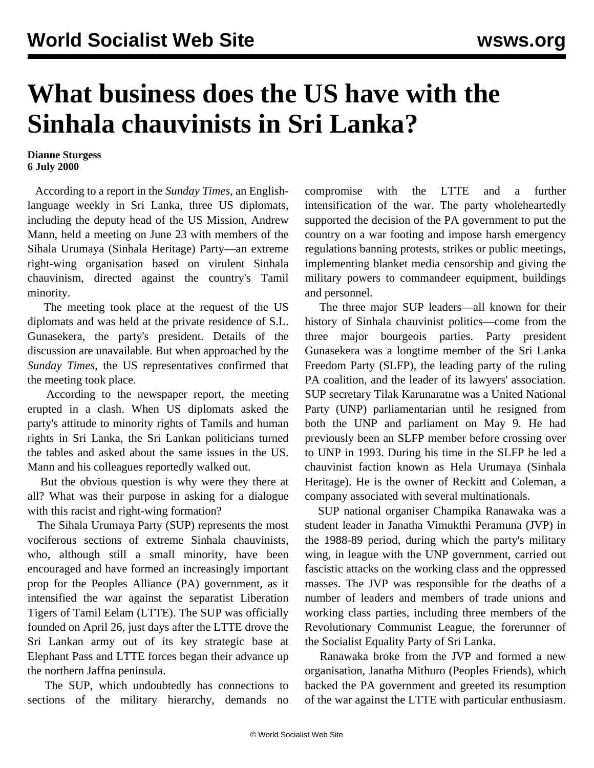# What business does the US have with the Sinhala chauvinists in Sri Lanka?

**Dianne Sturgess**
**6 July 2000**

According to a report in the *Sunday Times*, an English-language weekly in Sri Lanka, three US diplomats, including the deputy head of the US Mission, Andrew Mann, held a meeting on June 23 with members of the Sihala Urumaya (Sinhala Heritage) Party—an extreme right-wing organisation based on virulent Sinhala chauvinism, directed against the country's Tamil minority.

The meeting took place at the request of the US diplomats and was held at the private residence of S.L. Gunasekera, the party's president. Details of the discussion are unavailable. But when approached by the *Sunday Times*, the US representatives confirmed that the meeting took place.

According to the newspaper report, the meeting erupted in a clash. When US diplomats asked the party's attitude to minority rights of Tamils and human rights in Sri Lanka, the Sri Lankan politicians turned the tables and asked about the same issues in the US. Mann and his colleagues reportedly walked out.

But the obvious question is why were they there at all? What was their purpose in asking for a dialogue with this racist and right-wing formation?

The Sihala Urumaya Party (SUP) represents the most vociferous sections of extreme Sinhala chauvinists, who, although still a small minority, have been encouraged and have formed an increasingly important prop for the Peoples Alliance (PA) government, as it intensified the war against the separatist Liberation Tigers of Tamil Eelam (LTTE). The SUP was officially founded on April 26, just days after the LTTE drove the Sri Lankan army out of its key strategic base at Elephant Pass and LTTE forces began their advance up the northern Jaffna peninsula.

The SUP, which undoubtedly has connections to sections of the military hierarchy, demands no compromise with the LTTE and a further intensification of the war. The party wholeheartedly supported the decision of the PA government to put the country on a war footing and impose harsh emergency regulations banning protests, strikes or public meetings, implementing blanket media censorship and giving the military powers to commandeer equipment, buildings and personnel.

The three major SUP leaders—all known for their history of Sinhala chauvinist politics—come from the three major bourgeois parties. Party president Gunasekera was a longtime member of the Sri Lanka Freedom Party (SLFP), the leading party of the ruling PA coalition, and the leader of its lawyers' association. SUP secretary Tilak Karunaratne was a United National Party (UNP) parliamentarian until he resigned from both the UNP and parliament on May 9. He had previously been an SLFP member before crossing over to UNP in 1993. During his time in the SLFP he led a chauvinist faction known as Hela Urumaya (Sinhala Heritage). He is the owner of Reckitt and Coleman, a company associated with several multinationals.

SUP national organiser Champika Ranawaka was a student leader in Janatha Vimukthi Peramuna (JVP) in the 1988-89 period, during which the party's military wing, in league with the UNP government, carried out fascistic attacks on the working class and the oppressed masses. The JVP was responsible for the deaths of a number of leaders and members of trade unions and working class parties, including three members of the Revolutionary Communist League, the forerunner of the Socialist Equality Party of Sri Lanka.

Ranawaka broke from the JVP and formed a new organisation, Janatha Mithuro (Peoples Friends), which backed the PA government and greeted its resumption of the war against the LTTE with particular enthusiasm.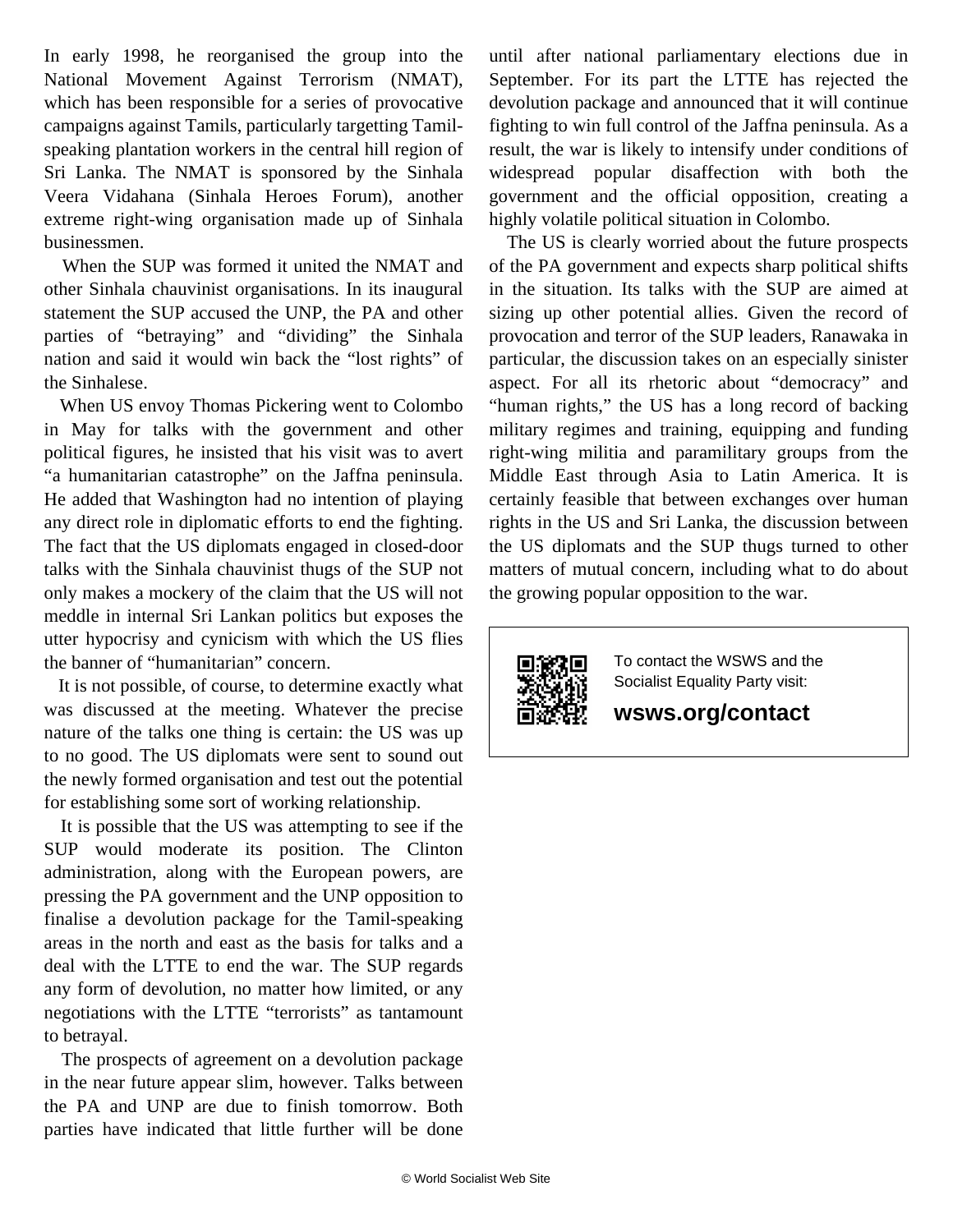In early 1998, he reorganised the group into the National Movement Against Terrorism (NMAT), which has been responsible for a series of provocative campaigns against Tamils, particularly targetting Tamil-speaking plantation workers in the central hill region of Sri Lanka. The NMAT is sponsored by the Sinhala Veera Vidahana (Sinhala Heroes Forum), another extreme right-wing organisation made up of Sinhala businessmen.

When the SUP was formed it united the NMAT and other Sinhala chauvinist organisations. In its inaugural statement the SUP accused the UNP, the PA and other parties of "betraying" and "dividing" the Sinhala nation and said it would win back the "lost rights" of the Sinhalese.

When US envoy Thomas Pickering went to Colombo in May for talks with the government and other political figures, he insisted that his visit was to avert "a humanitarian catastrophe" on the Jaffna peninsula. He added that Washington had no intention of playing any direct role in diplomatic efforts to end the fighting. The fact that the US diplomats engaged in closed-door talks with the Sinhala chauvinist thugs of the SUP not only makes a mockery of the claim that the US will not meddle in internal Sri Lankan politics but exposes the utter hypocrisy and cynicism with which the US flies the banner of "humanitarian" concern.

It is not possible, of course, to determine exactly what was discussed at the meeting. Whatever the precise nature of the talks one thing is certain: the US was up to no good. The US diplomats were sent to sound out the newly formed organisation and test out the potential for establishing some sort of working relationship.

It is possible that the US was attempting to see if the SUP would moderate its position. The Clinton administration, along with the European powers, are pressing the PA government and the UNP opposition to finalise a devolution package for the Tamil-speaking areas in the north and east as the basis for talks and a deal with the LTTE to end the war. The SUP regards any form of devolution, no matter how limited, or any negotiations with the LTTE "terrorists" as tantamount to betrayal.

The prospects of agreement on a devolution package in the near future appear slim, however. Talks between the PA and UNP are due to finish tomorrow. Both parties have indicated that little further will be done until after national parliamentary elections due in September. For its part the LTTE has rejected the devolution package and announced that it will continue fighting to win full control of the Jaffna peninsula. As a result, the war is likely to intensify under conditions of widespread popular disaffection with both the government and the official opposition, creating a highly volatile political situation in Colombo.

The US is clearly worried about the future prospects of the PA government and expects sharp political shifts in the situation. Its talks with the SUP are aimed at sizing up other potential allies. Given the record of provocation and terror of the SUP leaders, Ranawaka in particular, the discussion takes on an especially sinister aspect. For all its rhetoric about "democracy" and "human rights," the US has a long record of backing military regimes and training, equipping and funding right-wing militia and paramilitary groups from the Middle East through Asia to Latin America. It is certainly feasible that between exchanges over human rights in the US and Sri Lanka, the discussion between the US diplomats and the SUP thugs turned to other matters of mutual concern, including what to do about the growing popular opposition to the war.

To contact the WSWS and the Socialist Equality Party visit:

**wsws.org/contact**